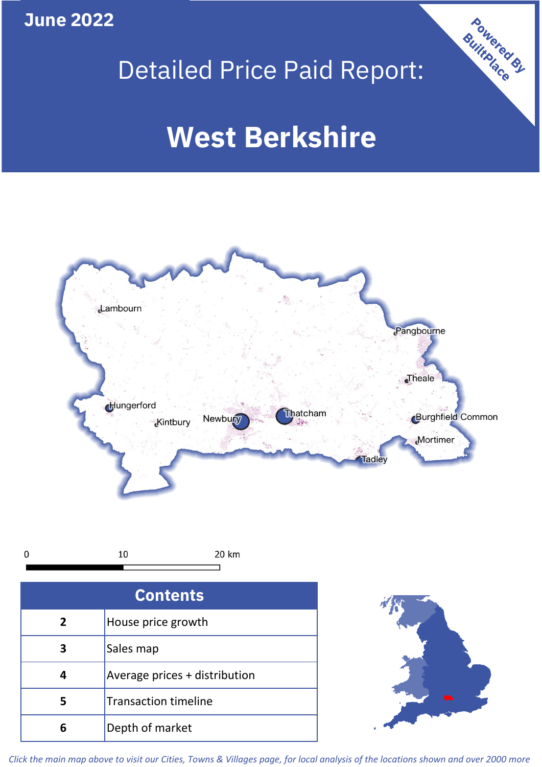June 2022

# Detailed Price Paid Report:

# West Berkshire

Powered By BuiltPlace

| Contents | |
|---|---|
| 2 | House price growth |
| 3 | Sales map |
| 4 | Average prices + distribution |
| 5 | Transaction timeline |
| 6 | Depth of market |

*Click the main map above to visit our Cities, Towns & Villages page, for local analysis of the locations shown and over 2000 more*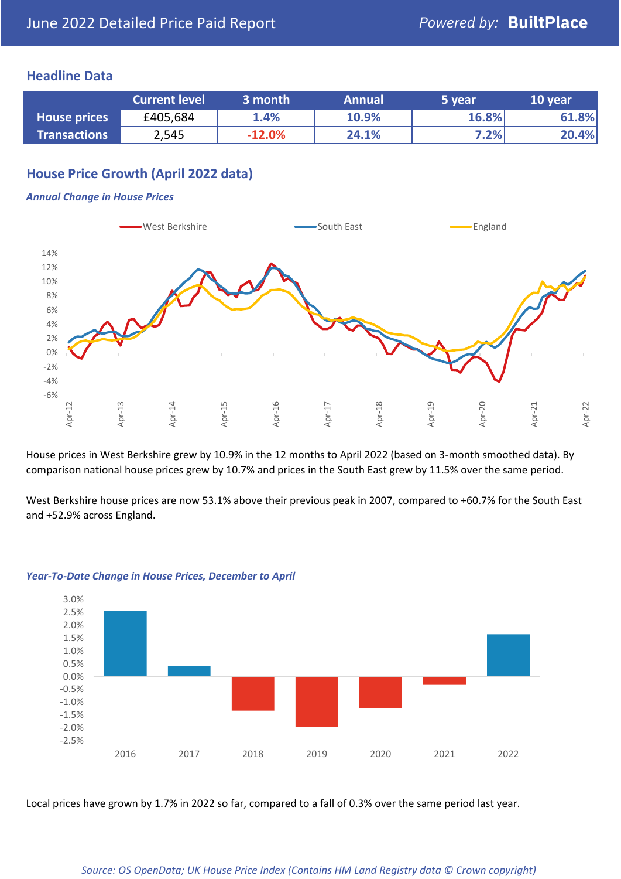June 2022 Detailed Price Paid Report

*Powered by:* **BuiltPlace**

## Headline Data

| | Current level | 3 month | Annual | 5 year | 10 year |
|---|---|---|---|---|---|
| **House prices** | £405,684 | 1.4% | 10.9% | 16.8% | 61.8% |
| **Transactions** | 2,545 | -12.0% | 24.1% | 7.2% | 20.4% |

## House Price Growth (April 2022 data)

### *Annual Change in House Prices*

House prices in West Berkshire grew by 10.9% in the 12 months to April 2022 (based on 3-month smoothed data). By comparison national house prices grew by 10.7% and prices in the South East grew by 11.5% over the same period.

West Berkshire house prices are now 53.1% above their previous peak in 2007, compared to +60.7% for the South East and +52.9% across England.

### *Year-To-Date Change in House Prices, December to April*

Local prices have grown by 1.7% in 2022 so far, compared to a fall of 0.3% over the same period last year.

*Source: OS OpenData; UK House Price Index (Contains HM Land Registry data © Crown copyright)*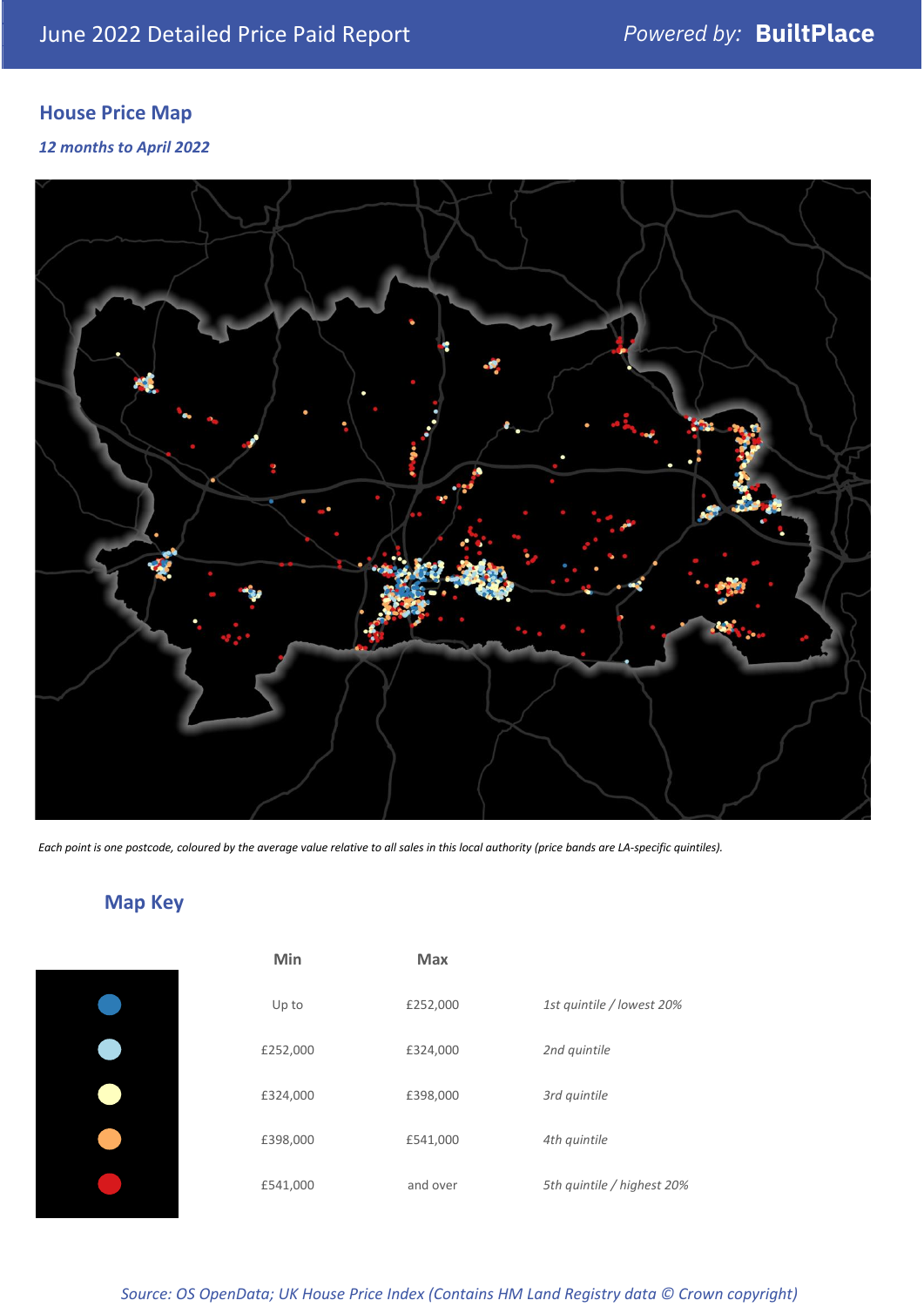June 2022 Detailed Price Paid Report

Powered by: **BuiltPlace**

## House Price Map

*12 months to April 2022*

*Each point is one postcode, coloured by the average value relative to all sales in this local authority (price bands are LA-specific quintiles).*

## Map Key

| | Min | Max | |
|---|---|---|---|
| | Up to | £252,000 | *1st quintile / lowest 20%* |
| | £252,000 | £324,000 | *2nd quintile* |
| | £324,000 | £398,000 | *3rd quintile* |
| | £398,000 | £541,000 | *4th quintile* |
| | £541,000 | and over | *5th quintile / highest 20%* |

*Source: OS OpenData; UK House Price Index (Contains HM Land Registry data © Crown copyright)*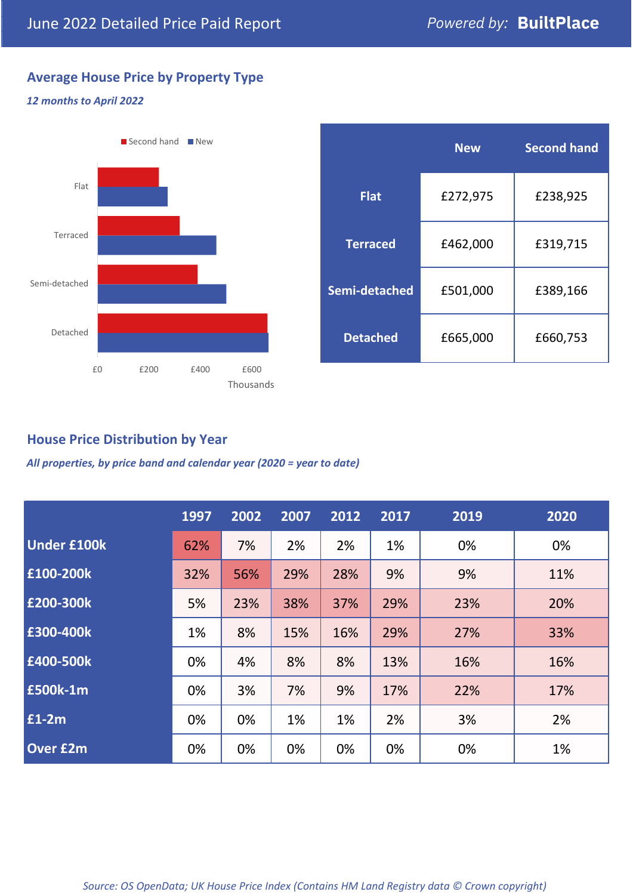June 2022 Detailed Price Paid Report

Powered by: **BuiltPlace**

## Average House Price by Property Type

*12 months to April 2022*

|  | New | Second hand |
|---|---|---|
| **Flat** | £272,975 | £238,925 |
| **Terraced** | £462,000 | £319,715 |
| **Semi-detached** | £501,000 | £389,166 |
| **Detached** | £665,000 | £660,753 |

## House Price Distribution by Year

*All properties, by price band and calendar year (2020 = year to date)*

|  | 1997 | 2002 | 2007 | 2012 | 2017 | 2019 | 2020 |
|---|---|---|---|---|---|---|---|
| **Under £100k** | 62% | 7% | 2% | 2% | 1% | 0% | 0% |
| **£100-200k** | 32% | 56% | 29% | 28% | 9% | 9% | 11% |
| **£200-300k** | 5% | 23% | 38% | 37% | 29% | 23% | 20% |
| **£300-400k** | 1% | 8% | 15% | 16% | 29% | 27% | 33% |
| **£400-500k** | 0% | 4% | 8% | 8% | 13% | 16% | 16% |
| **£500k-1m** | 0% | 3% | 7% | 9% | 17% | 22% | 17% |
| **£1-2m** | 0% | 0% | 1% | 1% | 2% | 3% | 2% |
| **Over £2m** | 0% | 0% | 0% | 0% | 0% | 0% | 1% |

*Source: OS OpenData; UK House Price Index (Contains HM Land Registry data © Crown copyright)*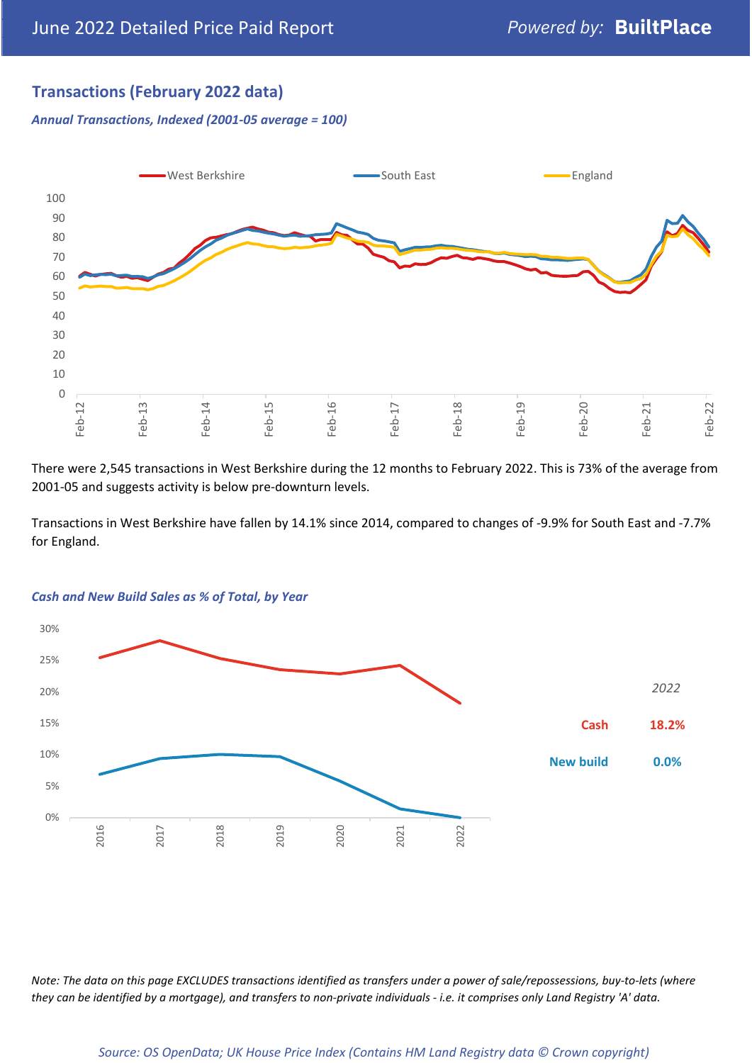## Transactions (February 2022 data)

***Annual Transactions, Indexed (2001-05 average = 100)***

There were 2,545 transactions in West Berkshire during the 12 months to February 2022. This is 73% of the average from 2001-05 and suggests activity is below pre-downturn levels.

Transactions in West Berkshire have fallen by 14.1% since 2014, compared to changes of -9.9% for South East and -7.7% for England.

***Cash and New Build Sales as % of Total, by Year***

| 2022 | |
|---|---|
| Cash | 18.2% |
| New build | 0.0% |

*Note: The data on this page EXCLUDES transactions identified as transfers under a power of sale/repossessions, buy-to-lets (where they can be identified by a mortgage), and transfers to non-private individuals - i.e. it comprises only Land Registry 'A' data.*

*Source: OS OpenData; UK House Price Index (Contains HM Land Registry data © Crown copyright)*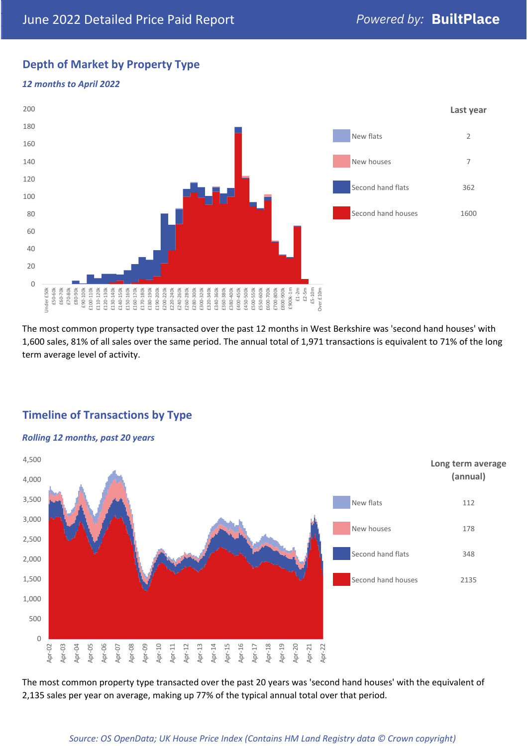June 2022 Detailed Price Paid Report

Powered by: **BuiltPlace**

## Depth of Market by Property Type

*12 months to April 2022*

200
180
160
140
120
100
80
60
40
20
0

Under £50k
£50-60k
£60-70k
£70-80k
£80-90k
£90-100k
£100-110k
£110-120k
£120-130k
£130-140k
£140-150k
£150-160k
£160-170k
£170-180k
£180-190k
£190-200k
£200-220k
£220-240k
£240-260k
£260-280k
£280-300k
£300-320k
£320-340k
£340-360k
£360-380k
£380-400k
£400-450k
£450-500k
£500-550k
£550-600k
£600-700k
£700-800k
£800-900k
£900k-1m
£1-2m
£2-5m
£5-10m
Over £10m

Last year

New flats 2

New houses 7

Second hand flats 362

Second hand houses 1600

The most common property type transacted over the past 12 months in West Berkshire was 'second hand houses' with 1,600 sales, 81% of all sales over the same period. The annual total of 1,971 transactions is equivalent to 71% of the long term average level of activity.

## Timeline of Transactions by Type

*Rolling 12 months, past 20 years*

4,500
4,000
3,500
3,000
2,500
2,000
1,500
1,000
500
0

Apr-02
Apr-03
Apr-04
Apr-05
Apr-06
Apr-07
Apr-08
Apr-09
Apr-10
Apr-11
Apr-12
Apr-13
Apr-14
Apr-15
Apr-16
Apr-17
Apr-18
Apr-19
Apr-20
Apr-21
Apr-22

Long term average (annual)

New flats 112

New houses 178

Second hand flats 348

Second hand houses 2135

The most common property type transacted over the past 20 years was 'second hand houses' with the equivalent of 2,135 sales per year on average, making up 77% of the typical annual total over that period.

*Source: OS OpenData; UK House Price Index (Contains HM Land Registry data © Crown copyright)*